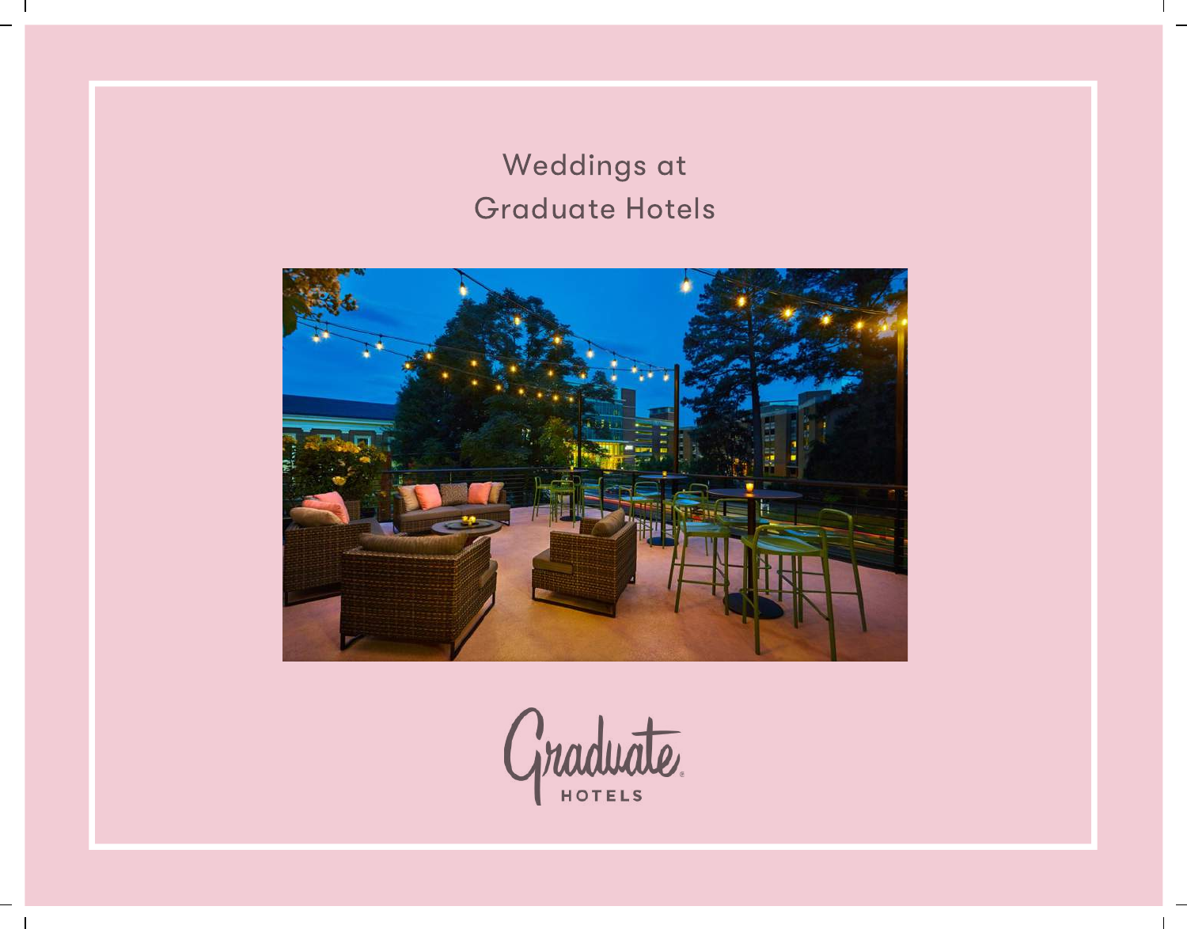# Weddings at Graduate Hotels

Graduate
HOTELS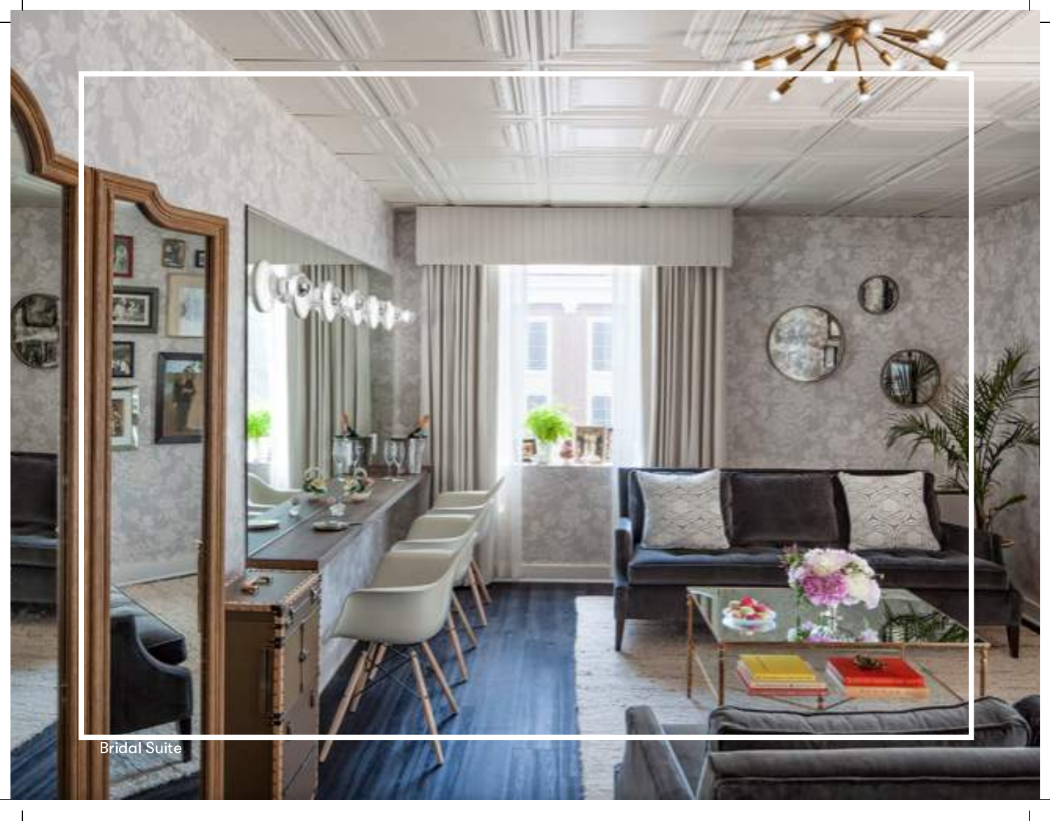Bridal Suite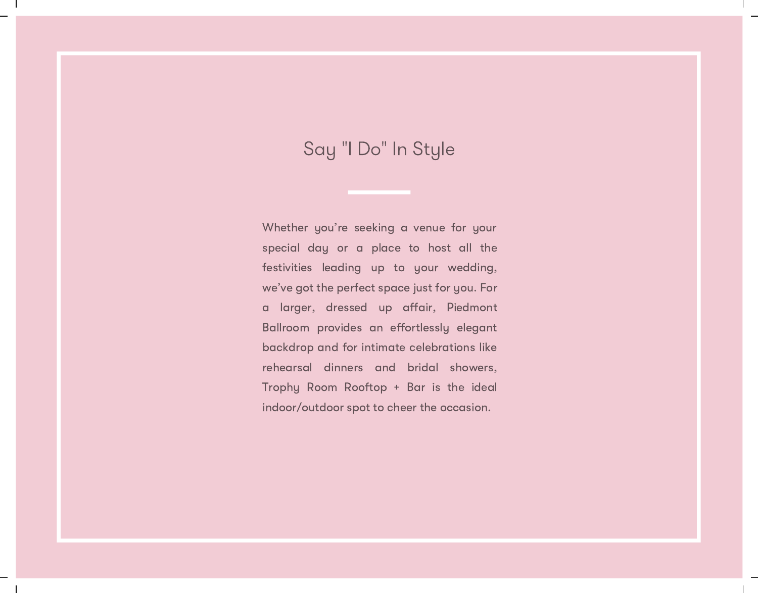# Say "I Do" In Style

Whether you're seeking a venue for your special day or a place to host all the festivities leading up to your wedding, we've got the perfect space just for you. For a larger, dressed up affair, Piedmont Ballroom provides an effortlessly elegant backdrop and for intimate celebrations like rehearsal dinners and bridal showers, Trophy Room Rooftop + Bar is the ideal indoor/outdoor spot to cheer the occasion.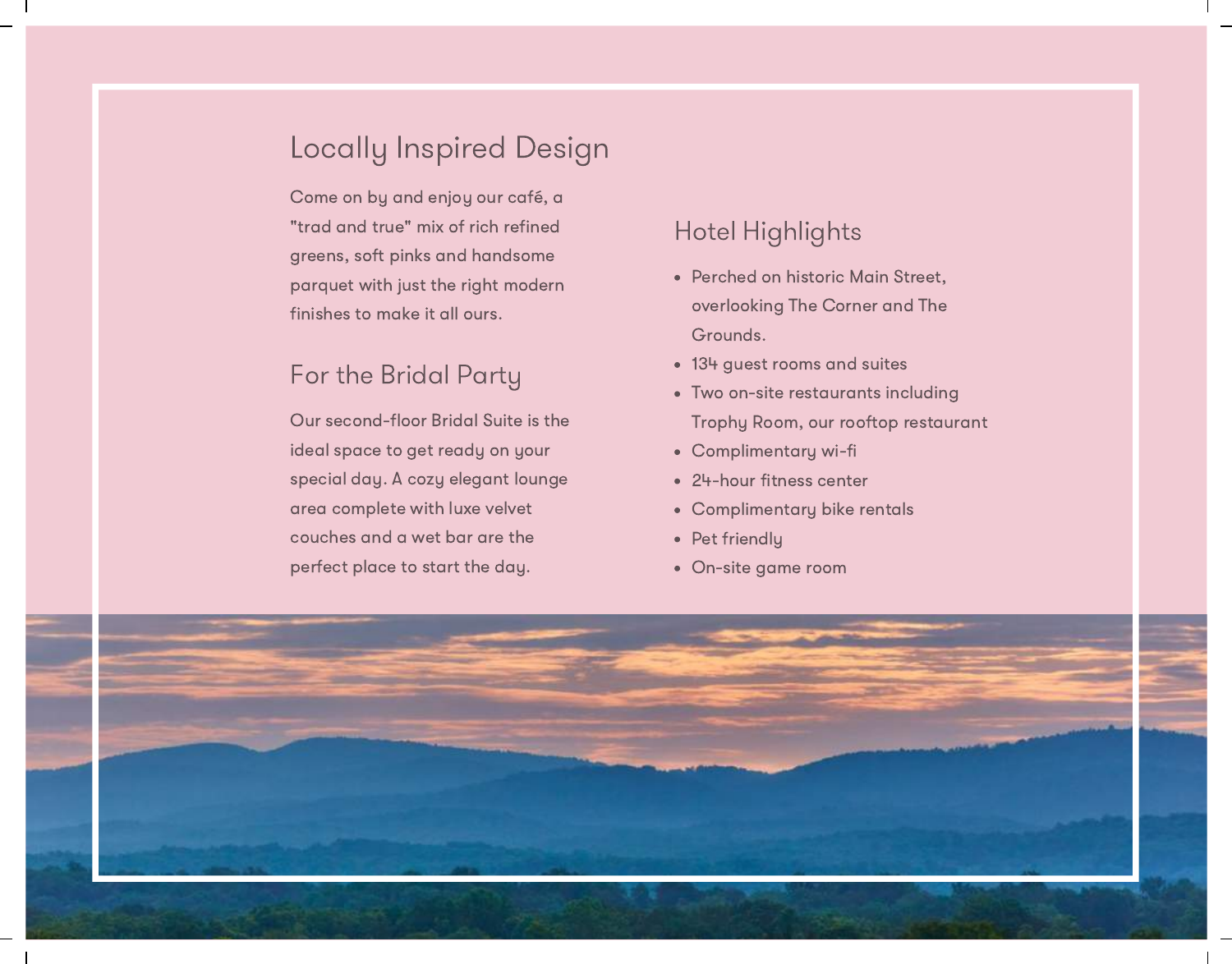## Locally Inspired Design

Come on by and enjoy our café, a "trad and true" mix of rich refined greens, soft pinks and handsome parquet with just the right modern finishes to make it all ours.

## For the Bridal Party

Our second-floor Bridal Suite is the ideal space to get ready on your special day. A cozy elegant lounge area complete with luxe velvet couches and a wet bar are the perfect place to start the day.

## Hotel Highlights

- Perched on historic Main Street, overlooking The Corner and The Grounds.
- 134 guest rooms and suites
- Two on-site restaurants including Trophy Room, our rooftop restaurant
- Complimentary wi-fi
- 24-hour fitness center
- Complimentary bike rentals
- Pet friendly
- On-site game room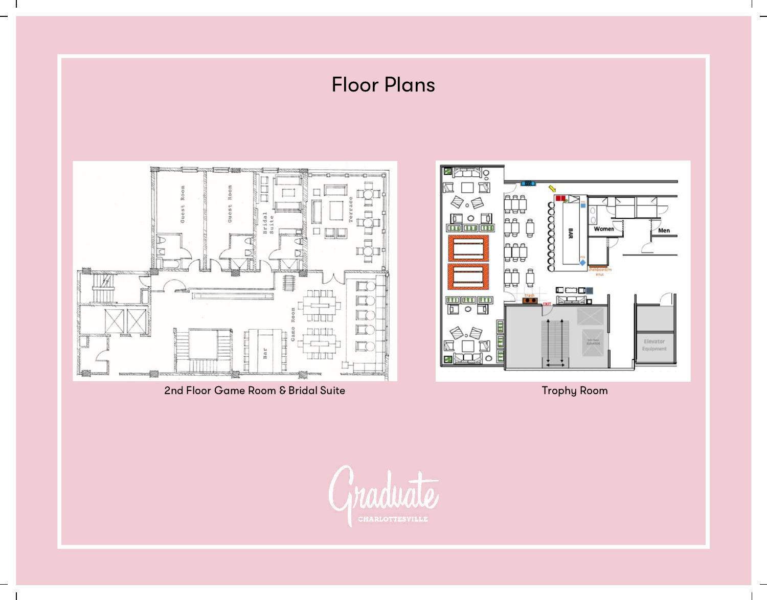# Floor Plans

2nd Floor Game Room & Bridal Suite

Trophy Room

Graduate CHARLOTTESVILLE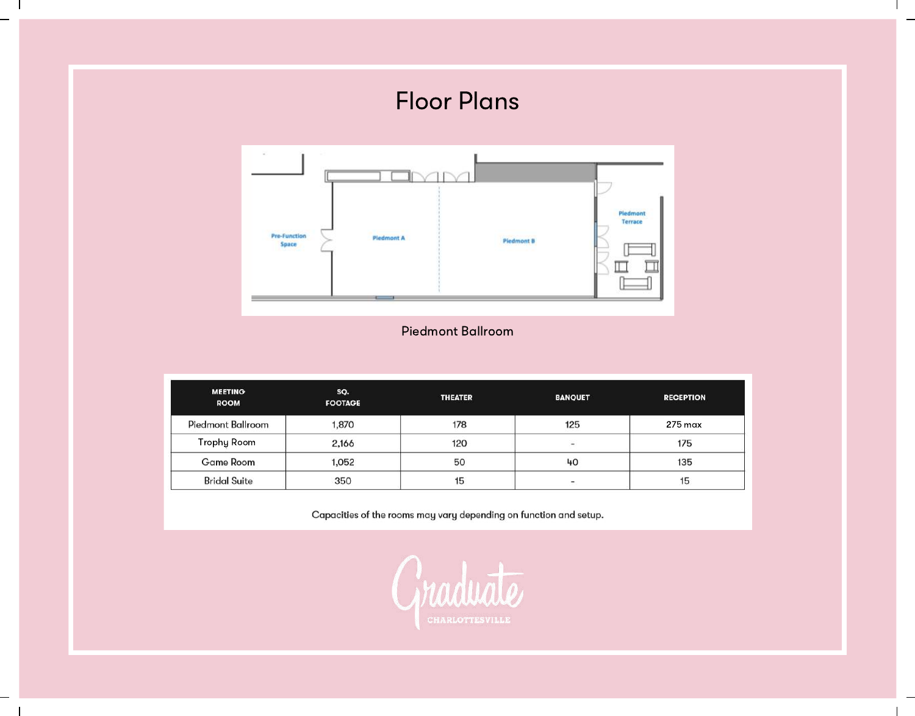# Floor Plans

Pre-Function Space

Piedmont A

Piedmont B

Piedmont Terrace

Piedmont Ballroom

| MEETING ROOM | SQ. FOOTAGE | THEATER | BANQUET | RECEPTION |
|---|---|---|---|---|
| Piedmont Ballroom | 1,870 | 178 | 125 | 275 max |
| Trophy Room | 2,166 | 120 | - | 175 |
| Game Room | 1,052 | 50 | 40 | 135 |
| Bridal Suite | 350 | 15 | - | 15 |

Capacities of the rooms may vary depending on function and setup.

Graduate
CHARLOTTESVILLE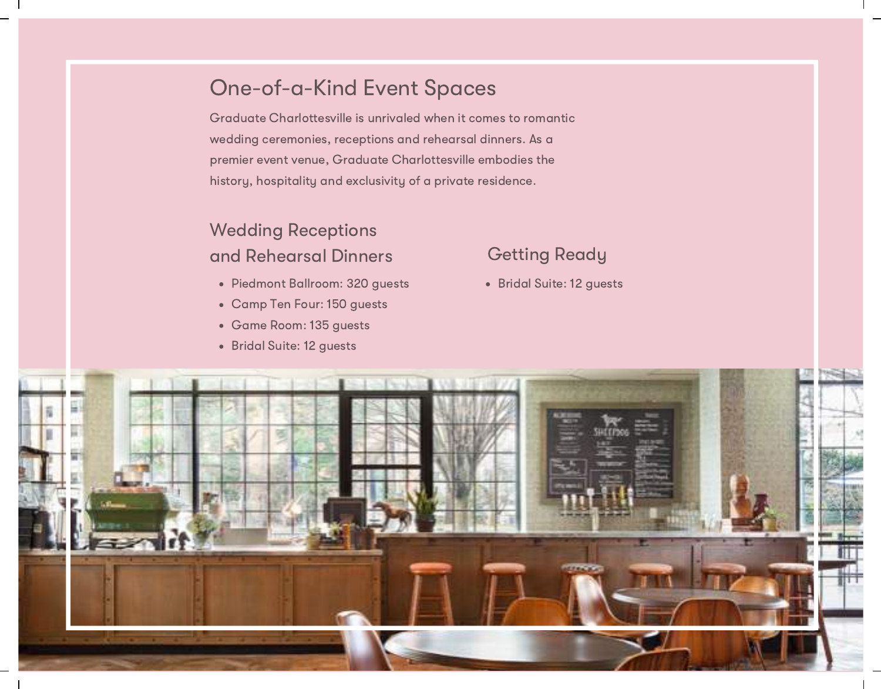## One-of-a-Kind Event Spaces

Graduate Charlottesville is unrivaled when it comes to romantic wedding ceremonies, receptions and rehearsal dinners. As a premier event venue, Graduate Charlottesville embodies the history, hospitality and exclusivity of a private residence.

### Wedding Receptions and Rehearsal Dinners

- Piedmont Ballroom: 320 guests
- Camp Ten Four: 150 guests
- Game Room: 135 guests
- Bridal Suite: 12 guests

### Getting Ready

- Bridal Suite: 12 guests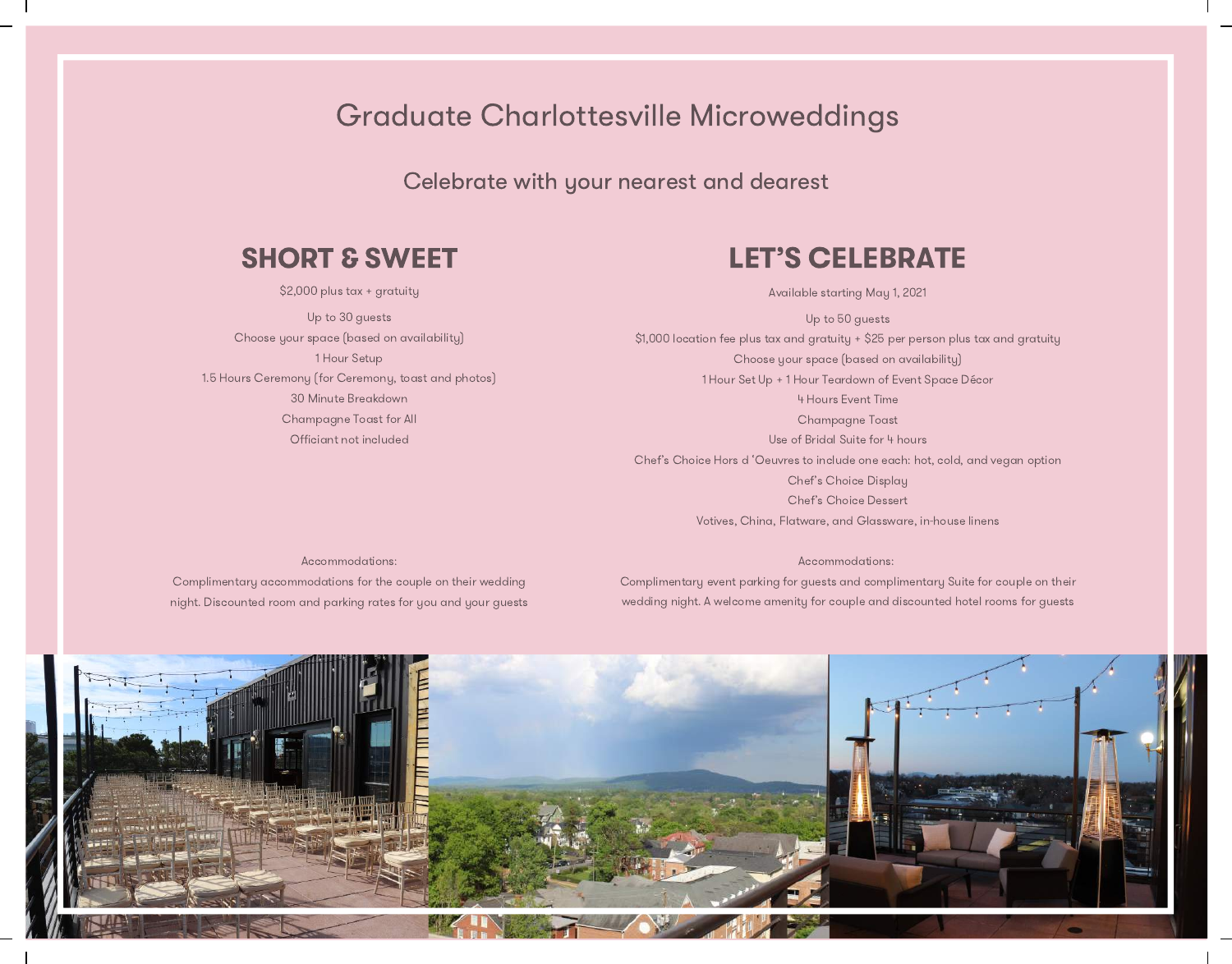# Graduate Charlottesville Microweddings

Celebrate with your nearest and dearest

## SHORT & SWEET

$2,000 plus tax + gratuity

Up to 30 guests

Choose your space (based on availability)

1 Hour Setup

1.5 Hours Ceremony (for Ceremony, toast and photos)

30 Minute Breakdown

Champagne Toast for All

Officiant not included

Accommodations:

Complimentary accommodations for the couple on their wedding night. Discounted room and parking rates for you and your guests

## LET'S CELEBRATE

Available starting May 1, 2021

Up to 50 guests

$1,000 location fee plus tax and gratuity + $25 per person plus tax and gratuity

Choose your space (based on availability)

1 Hour Set Up + 1 Hour Teardown of Event Space Décor

4 Hours Event Time

Champagne Toast

Use of Bridal Suite for 4 hours

Chef's Choice Hors d 'Oeuvres to include one each: hot, cold, and vegan option

Chef's Choice Display

Chef's Choice Dessert

Votives, China, Flatware, and Glassware, in-house linens

Accommodations:

Complimentary event parking for guests and complimentary Suite for couple on their wedding night. A welcome amenity for couple and discounted hotel rooms for guests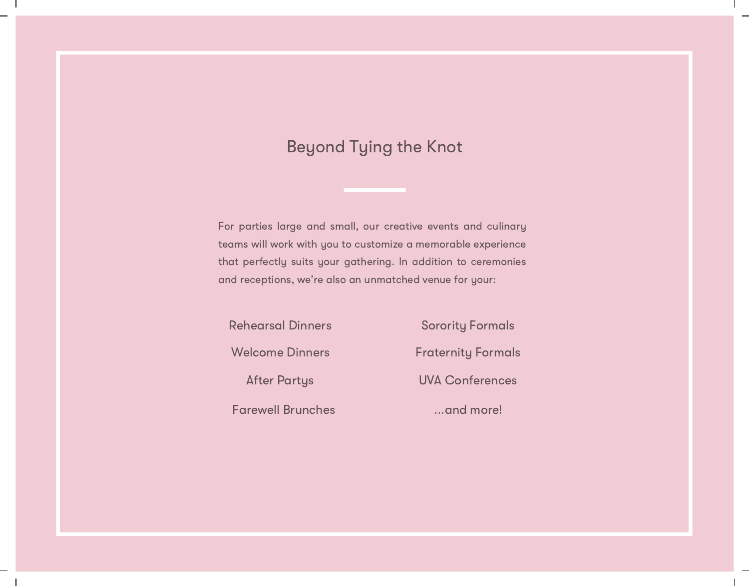# Beyond Tying the Knot

For parties large and small, our creative events and culinary teams will work with you to customize a memorable experience that perfectly suits your gathering. In addition to ceremonies and receptions, we're also an unmatched venue for your:

- Rehearsal Dinners
- Welcome Dinners
- After Partys
- Farewell Brunches
- Sorority Formals
- Fraternity Formals
- UVA Conferences
- ...and more!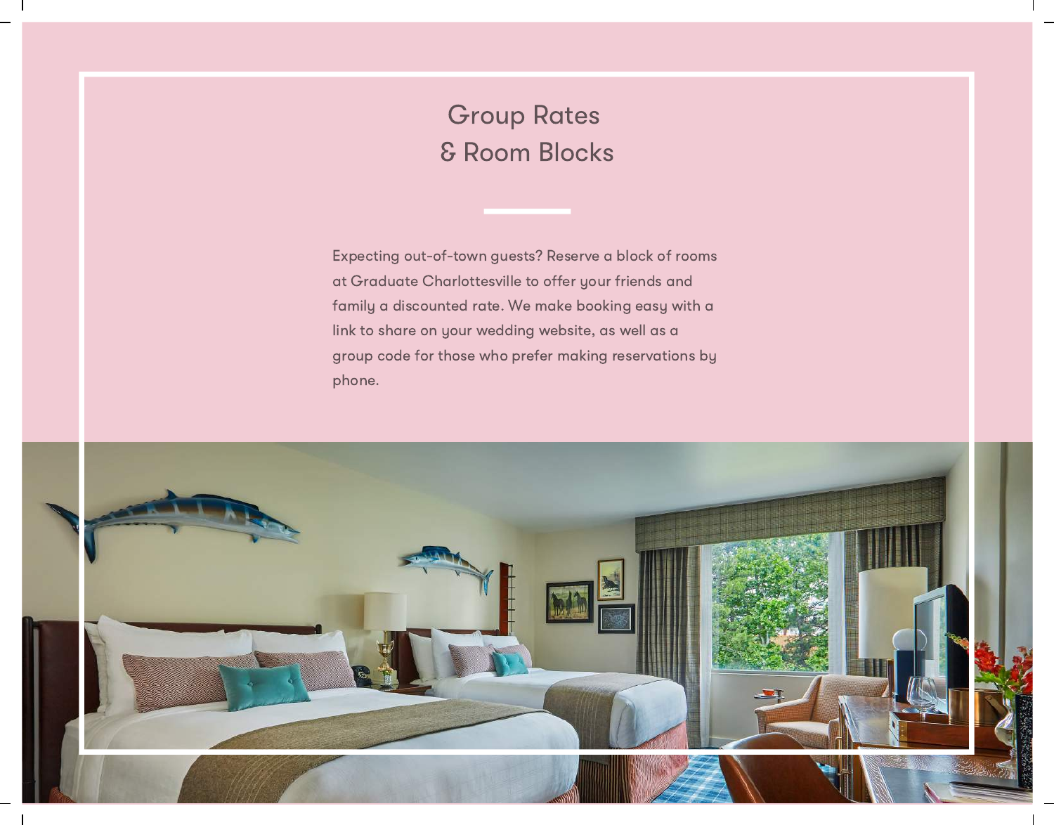# Group Rates & Room Blocks

Expecting out-of-town guests? Reserve a block of rooms at Graduate Charlottesville to offer your friends and family a discounted rate. We make booking easy with a link to share on your wedding website, as well as a group code for those who prefer making reservations by phone.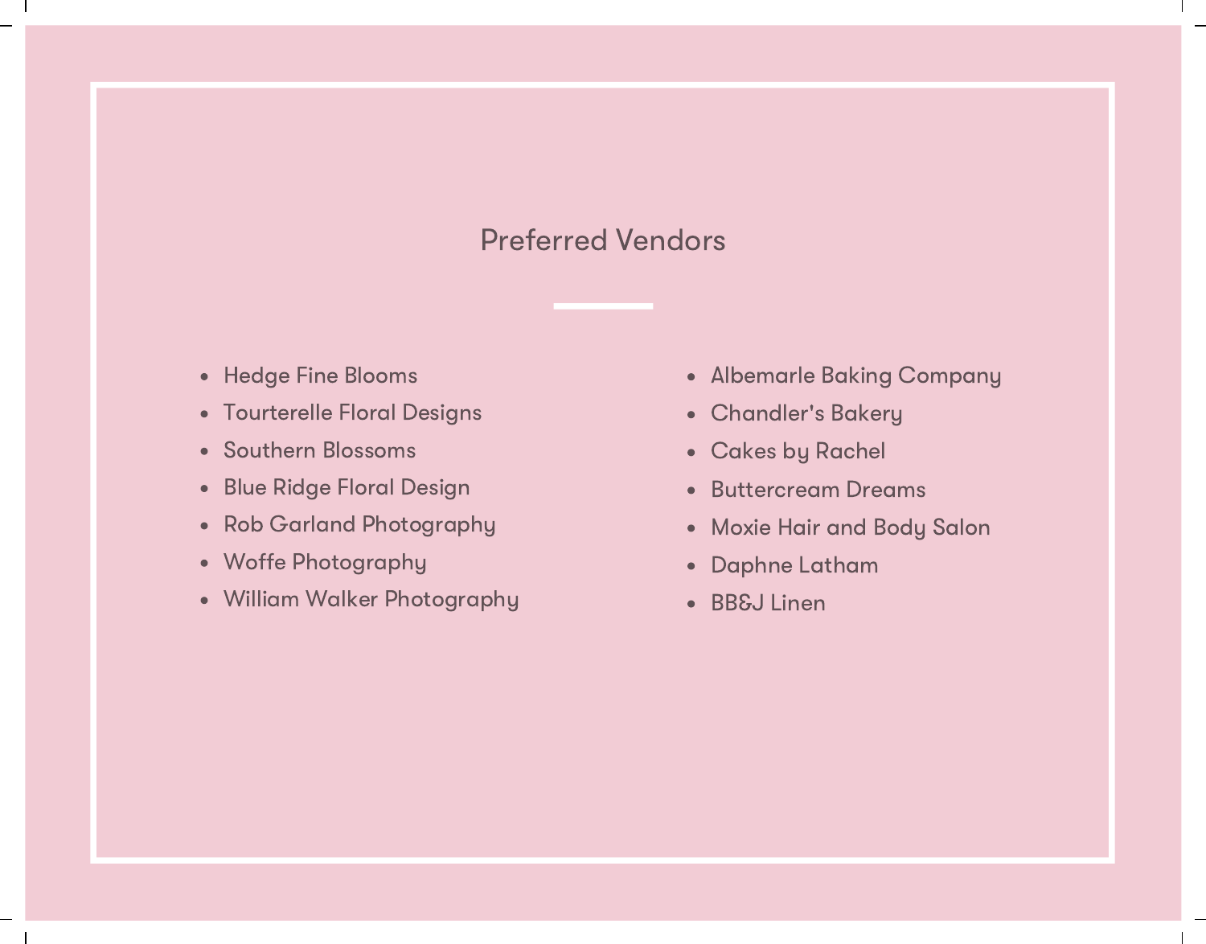# Preferred Vendors

- Hedge Fine Blooms
- Tourterelle Floral Designs
- Southern Blossoms
- Blue Ridge Floral Design
- Rob Garland Photography
- Woffe Photography
- William Walker Photography
- Albemarle Baking Company
- Chandler's Bakery
- Cakes by Rachel
- Buttercream Dreams
- Moxie Hair and Body Salon
- Daphne Latham
- BB&J Linen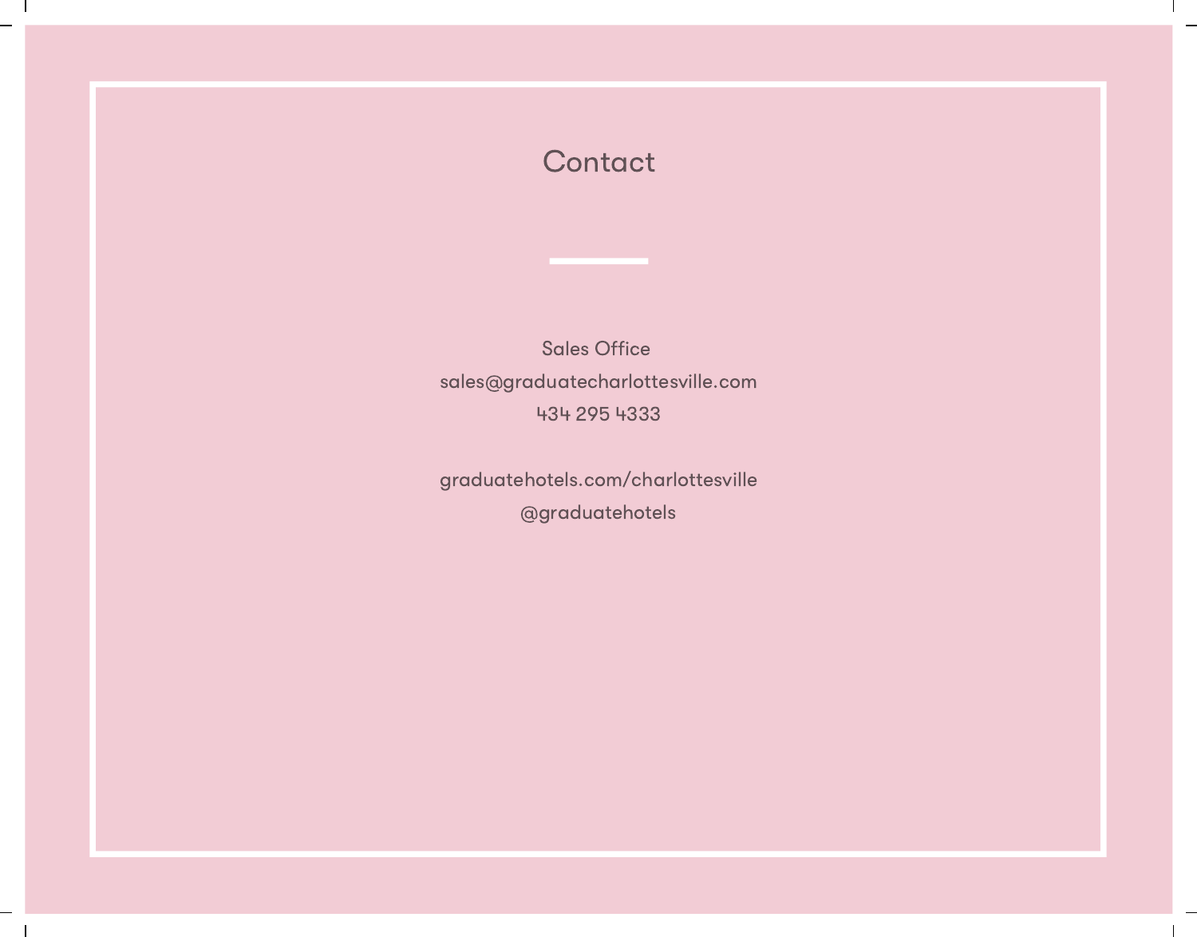# Contact

Sales Office

sales@graduatecharlottesville.com

434 295 4333

graduatehotels.com/charlottesville

@graduatehotels